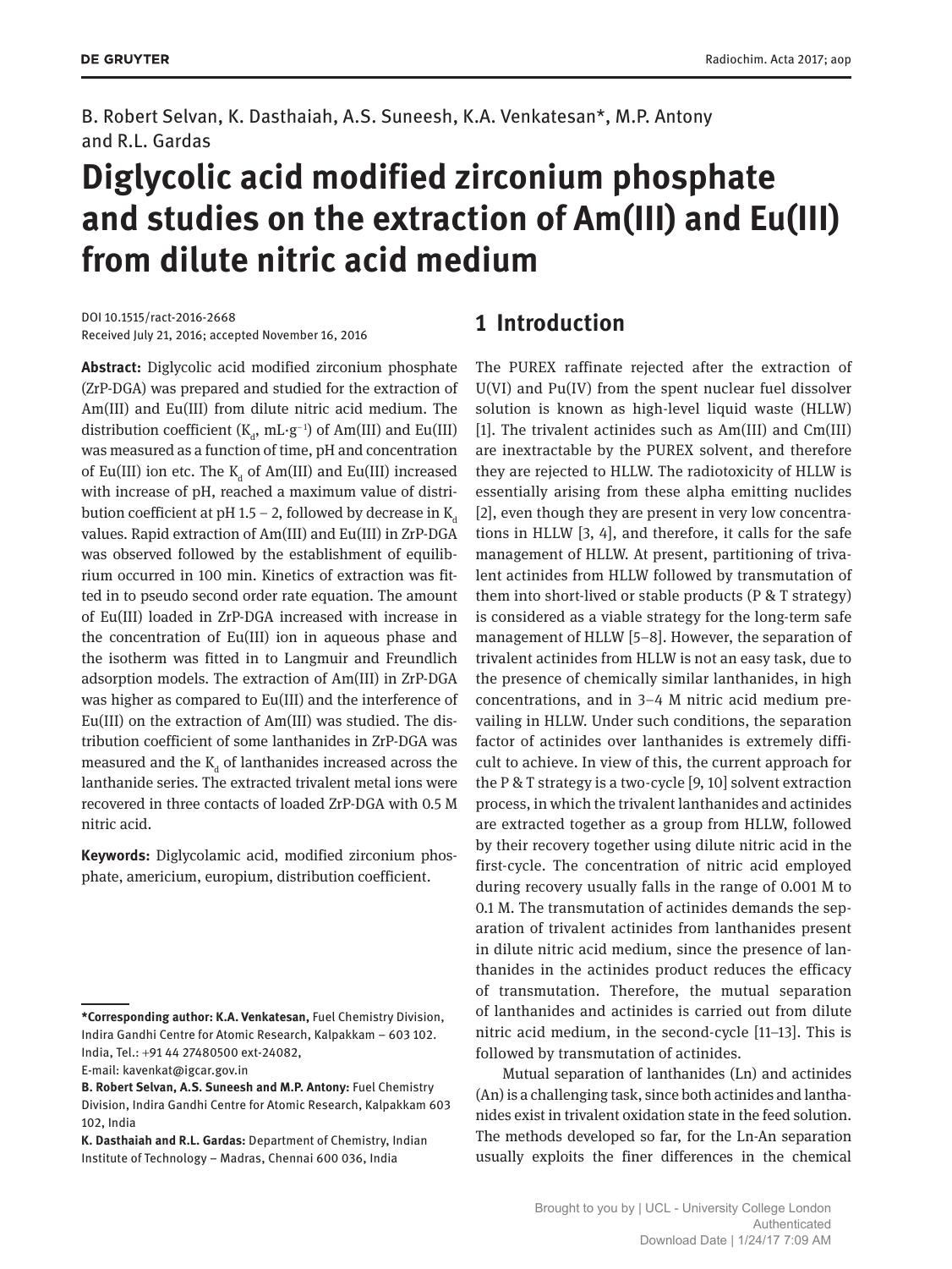B. Robert Selvan, K. Dasthaiah, A.S. Suneesh, K.A. Venkatesan*, M.P. Antony and R.L. Gardas

# Diglycolic acid modified zirconium phosphate and studies on the extraction of Am(III) and Eu(III) from dilute nitric acid medium

DOI 10.1515/ract-2016-2668
Received July 21, 2016; accepted November 16, 2016

**Abstract:** Diglycolic acid modified zirconium phosphate (ZrP-DGA) was prepared and studied for the extraction of Am(III) and Eu(III) from dilute nitric acid medium. The distribution coefficient ($K_d$, $mL\cdot g^{-1}$) of Am(III) and Eu(III) was measured as a function of time, pH and concentration of Eu(III) ion etc. The $K_d$ of Am(III) and Eu(III) increased with increase of pH, reached a maximum value of distribution coefficient at pH 1.5 – 2, followed by decrease in $K_d$ values. Rapid extraction of Am(III) and Eu(III) in ZrP-DGA was observed followed by the establishment of equilibrium occurred in 100 min. Kinetics of extraction was fitted in to pseudo second order rate equation. The amount of Eu(III) loaded in ZrP-DGA increased with increase in the concentration of Eu(III) ion in aqueous phase and the isotherm was fitted in to Langmuir and Freundlich adsorption models. The extraction of Am(III) in ZrP-DGA was higher as compared to Eu(III) and the interference of Eu(III) on the extraction of Am(III) was studied. The distribution coefficient of some lanthanides in ZrP-DGA was measured and the $K_d$ of lanthanides increased across the lanthanide series. The extracted trivalent metal ions were recovered in three contacts of loaded ZrP-DGA with 0.5 M nitric acid.

**Keywords:** Diglycolamic acid, modified zirconium phosphate, americium, europium, distribution coefficient.

**\*Corresponding author: K.A. Venkatesan,** Fuel Chemistry Division, Indira Gandhi Centre for Atomic Research, Kalpakkam – 603 102. India, Tel.: +91 44 27480500 ext-24082,
E-mail: kavenkat@igcar.gov.in

**B. Robert Selvan, A.S. Suneesh and M.P. Antony:** Fuel Chemistry Division, Indira Gandhi Centre for Atomic Research, Kalpakkam 603 102, India

**K. Dasthaiah and R.L. Gardas:** Department of Chemistry, Indian Institute of Technology – Madras, Chennai 600 036, India

## 1 Introduction

The PUREX raffinate rejected after the extraction of U(VI) and Pu(IV) from the spent nuclear fuel dissolver solution is known as high-level liquid waste (HLLW) [1]. The trivalent actinides such as Am(III) and Cm(III) are inextractable by the PUREX solvent, and therefore they are rejected to HLLW. The radiotoxicity of HLLW is essentially arising from these alpha emitting nuclides [2], even though they are present in very low concentrations in HLLW [3, 4], and therefore, it calls for the safe management of HLLW. At present, partitioning of trivalent actinides from HLLW followed by transmutation of them into short-lived or stable products (P & T strategy) is considered as a viable strategy for the long-term safe management of HLLW [5–8]. However, the separation of trivalent actinides from HLLW is not an easy task, due to the presence of chemically similar lanthanides, in high concentrations, and in 3–4 M nitric acid medium prevailing in HLLW. Under such conditions, the separation factor of actinides over lanthanides is extremely difficult to achieve. In view of this, the current approach for the P & T strategy is a two-cycle [9, 10] solvent extraction process, in which the trivalent lanthanides and actinides are extracted together as a group from HLLW, followed by their recovery together using dilute nitric acid in the first-cycle. The concentration of nitric acid employed during recovery usually falls in the range of 0.001 M to 0.1 M. The transmutation of actinides demands the separation of trivalent actinides from lanthanides present in dilute nitric acid medium, since the presence of lanthanides in the actinides product reduces the efficacy of transmutation. Therefore, the mutual separation of lanthanides and actinides is carried out from dilute nitric acid medium, in the second-cycle [11–13]. This is followed by transmutation of actinides.

Mutual separation of lanthanides (Ln) and actinides (An) is a challenging task, since both actinides and lanthanides exist in trivalent oxidation state in the feed solution. The methods developed so far, for the Ln-An separation usually exploits the finer differences in the chemical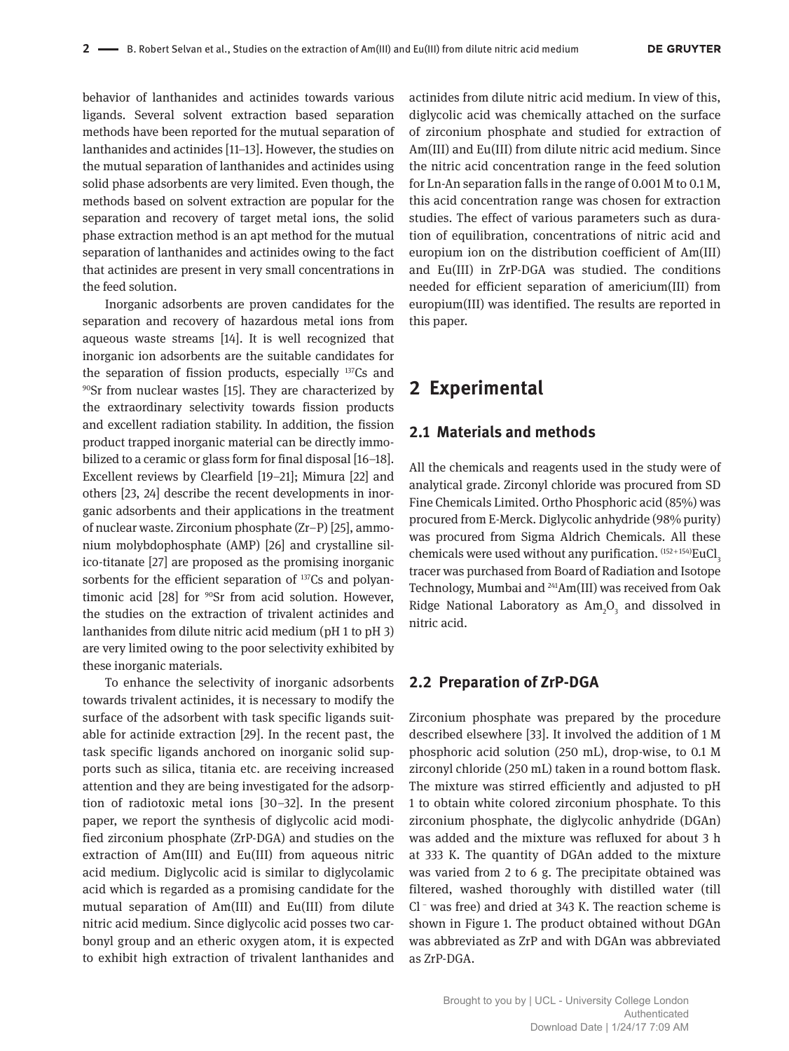behavior of lanthanides and actinides towards various ligands. Several solvent extraction based separation methods have been reported for the mutual separation of lanthanides and actinides [11–13]. However, the studies on the mutual separation of lanthanides and actinides using solid phase adsorbents are very limited. Even though, the methods based on solvent extraction are popular for the separation and recovery of target metal ions, the solid phase extraction method is an apt method for the mutual separation of lanthanides and actinides owing to the fact that actinides are present in very small concentrations in the feed solution.

Inorganic adsorbents are proven candidates for the separation and recovery of hazardous metal ions from aqueous waste streams [14]. It is well recognized that inorganic ion adsorbents are the suitable candidates for the separation of fission products, especially $^{137}Cs$ and $^{90}Sr$ from nuclear wastes [15]. They are characterized by the extraordinary selectivity towards fission products and excellent radiation stability. In addition, the fission product trapped inorganic material can be directly immobilized to a ceramic or glass form for final disposal [16–18]. Excellent reviews by Clearfield [19–21]; Mimura [22] and others [23, 24] describe the recent developments in inorganic adsorbents and their applications in the treatment of nuclear waste. Zirconium phosphate (Zr–P) [25], ammonium molybdophosphate (AMP) [26] and crystalline silico-titanate [27] are proposed as the promising inorganic sorbents for the efficient separation of $^{137}Cs$ and polyantimonic acid [28] for $^{90}Sr$ from acid solution. However, the studies on the extraction of trivalent actinides and lanthanides from dilute nitric acid medium (pH 1 to pH 3) are very limited owing to the poor selectivity exhibited by these inorganic materials.

To enhance the selectivity of inorganic adsorbents towards trivalent actinides, it is necessary to modify the surface of the adsorbent with task specific ligands suitable for actinide extraction [29]. In the recent past, the task specific ligands anchored on inorganic solid supports such as silica, titania etc. are receiving increased attention and they are being investigated for the adsorption of radiotoxic metal ions [30–32]. In the present paper, we report the synthesis of diglycolic acid modified zirconium phosphate (ZrP-DGA) and studies on the extraction of Am(III) and Eu(III) from aqueous nitric acid medium. Diglycolic acid is similar to diglycolamic acid which is regarded as a promising candidate for the mutual separation of Am(III) and Eu(III) from dilute nitric acid medium. Since diglycolic acid posses two carbonyl group and an etheric oxygen atom, it is expected to exhibit high extraction of trivalent lanthanides and actinides from dilute nitric acid medium. In view of this, diglycolic acid was chemically attached on the surface of zirconium phosphate and studied for extraction of Am(III) and Eu(III) from dilute nitric acid medium. Since the nitric acid concentration range in the feed solution for Ln-An separation falls in the range of 0.001 M to 0.1 M, this acid concentration range was chosen for extraction studies. The effect of various parameters such as duration of equilibration, concentrations of nitric acid and europium ion on the distribution coefficient of Am(III) and Eu(III) in ZrP-DGA was studied. The conditions needed for efficient separation of americium(III) from europium(III) was identified. The results are reported in this paper.

## 2 Experimental

### 2.1 Materials and methods

All the chemicals and reagents used in the study were of analytical grade. Zirconyl chloride was procured from SD Fine Chemicals Limited. Ortho Phosphoric acid (85%) was procured from E-Merck. Diglycolic anhydride (98% purity) was procured from Sigma Aldrich Chemicals. All these chemicals were used without any purification. $^{(152+154)}EuCl_3$ tracer was purchased from Board of Radiation and Isotope Technology, Mumbai and $^{241}Am$(III) was received from Oak Ridge National Laboratory as $Am_2O_3$ and dissolved in nitric acid.

### 2.2 Preparation of ZrP-DGA

Zirconium phosphate was prepared by the procedure described elsewhere [33]. It involved the addition of 1 M phosphoric acid solution (250 mL), drop-wise, to 0.1 M zirconyl chloride (250 mL) taken in a round bottom flask. The mixture was stirred efficiently and adjusted to pH 1 to obtain white colored zirconium phosphate. To this zirconium phosphate, the diglycolic anhydride (DGAn) was added and the mixture was refluxed for about 3 h at 333 K. The quantity of DGAn added to the mixture was varied from 2 to 6 g. The precipitate obtained was filtered, washed thoroughly with distilled water (till $Cl^-$ was free) and dried at 343 K. The reaction scheme is shown in Figure 1. The product obtained without DGAn was abbreviated as ZrP and with DGAn was abbreviated as ZrP-DGA.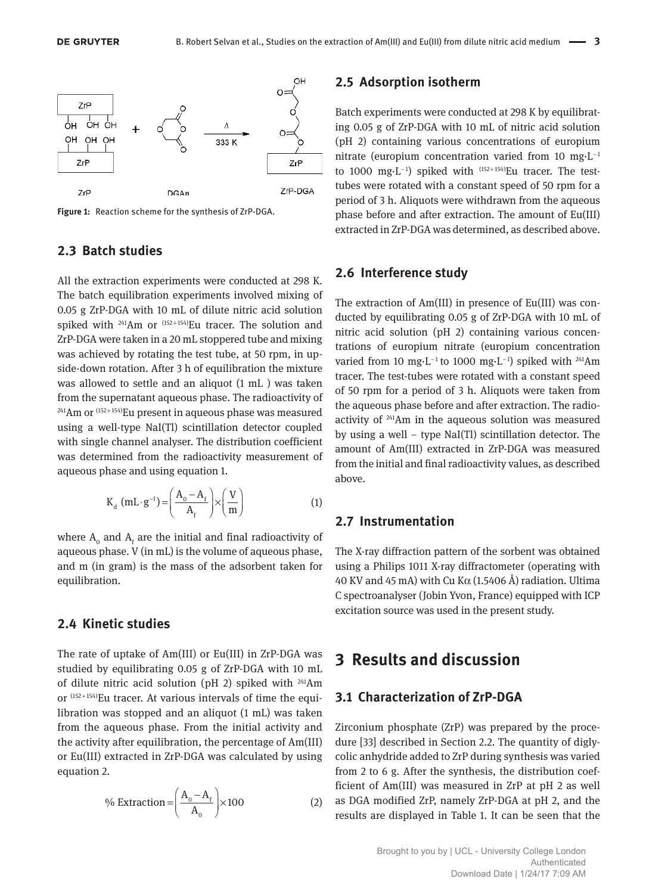Figure 1: Reaction scheme for the synthesis of ZrP-DGA.

### 2.3 Batch studies

All the extraction experiments were conducted at 298 K. The batch equilibration experiments involved mixing of 0.05 g ZrP-DGA with 10 mL of dilute nitric acid solution spiked with $^{241}Am$ or $^{(152+154)}Eu$ tracer. The solution and ZrP-DGA were taken in a 20 mL stoppered tube and mixing was achieved by rotating the test tube, at 50 rpm, in up-side-down rotation. After 3 h of equilibration the mixture was allowed to settle and an aliquot (1 mL ) was taken from the supernatant aqueous phase. The radioactivity of $^{241}Am$ or $^{(152+154)}Eu$ present in aqueous phase was measured using a well-type NaI(Tl) scintillation detector coupled with single channel analyser. The distribution coefficient was determined from the radioactivity measurement of aqueous phase and using equation 1.

$$K_d\ (\mathrm{mL \cdot g^{-1}}) = \left(\frac{A_0 - A_f}{A_f}\right) \times \left(\frac{V}{m}\right) \quad (1)$$

where $A_0$ and $A_f$ are the initial and final radioactivity of aqueous phase. V (in mL) is the volume of aqueous phase, and m (in gram) is the mass of the adsorbent taken for equilibration.

### 2.4 Kinetic studies

The rate of uptake of Am(III) or Eu(III) in ZrP-DGA was studied by equilibrating 0.05 g of ZrP-DGA with 10 mL of dilute nitric acid solution (pH 2) spiked with $^{241}Am$ or $^{(152+154)}Eu$ tracer. At various intervals of time the equilibration was stopped and an aliquot (1 mL) was taken from the aqueous phase. From the initial activity and the activity after equilibration, the percentage of Am(III) or Eu(III) extracted in ZrP-DGA was calculated by using equation 2.

$$\%\ \mathrm{Extraction} = \left(\frac{A_0 - A_f}{A_0}\right) \times 100 \quad (2)$$

### 2.5 Adsorption isotherm

Batch experiments were conducted at 298 K by equilibrating 0.05 g of ZrP-DGA with 10 mL of nitric acid solution (pH 2) containing various concentrations of europium nitrate (europium concentration varied from 10 $mg \cdot L^{-1}$ to 1000 $mg \cdot L^{-1}$) spiked with $^{(152+154)}Eu$ tracer. The test-tubes were rotated with a constant speed of 50 rpm for a period of 3 h. Aliquots were withdrawn from the aqueous phase before and after extraction. The amount of Eu(III) extracted in ZrP-DGA was determined, as described above.

### 2.6 Interference study

The extraction of Am(III) in presence of Eu(III) was conducted by equilibrating 0.05 g of ZrP-DGA with 10 mL of nitric acid solution (pH 2) containing various concentrations of europium nitrate (europium concentration varied from 10 $mg \cdot L^{-1}$ to 1000 $mg \cdot L^{-1}$) spiked with $^{241}Am$ tracer. The test-tubes were rotated with a constant speed of 50 rpm for a period of 3 h. Aliquots were taken from the aqueous phase before and after extraction. The radioactivity of $^{241}Am$ in the aqueous solution was measured by using a well – type NaI(Tl) scintillation detector. The amount of Am(III) extracted in ZrP-DGA was measured from the initial and final radioactivity values, as described above.

### 2.7 Instrumentation

The X-ray diffraction pattern of the sorbent was obtained using a Philips 1011 X-ray diffractometer (operating with 40 KV and 45 mA) with Cu Kα (1.5406 Å) radiation. Ultima C spectroanalyser (Jobin Yvon, France) equipped with ICP excitation source was used in the present study.

## 3 Results and discussion

### 3.1 Characterization of ZrP-DGA

Zirconium phosphate (ZrP) was prepared by the procedure [33] described in Section 2.2. The quantity of diglycolic anhydride added to ZrP during synthesis was varied from 2 to 6 g. After the synthesis, the distribution coefficient of Am(III) was measured in ZrP at pH 2 as well as DGA modified ZrP, namely ZrP-DGA at pH 2, and the results are displayed in Table 1. It can be seen that the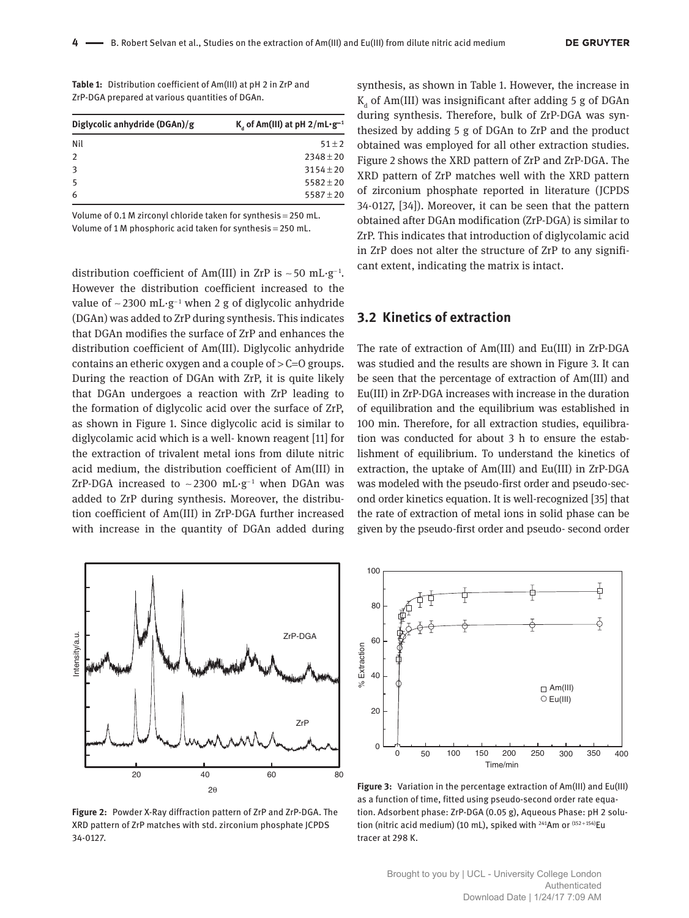**Table 1:** Distribution coefficient of Am(III) at pH 2 in ZrP and ZrP-DGA prepared at various quantities of DGAn.

| Diglycolic anhydride (DGAn)/g | $K_d$ of Am(III) at pH 2/mL·g$^{-1}$ |
|---|---|
| Nil | 51 ± 2 |
| 2 | 2348 ± 20 |
| 3 | 3154 ± 20 |
| 5 | 5582 ± 20 |
| 6 | 5587 ± 20 |

Volume of 0.1 M zirconyl chloride taken for synthesis = 250 mL.
Volume of 1 M phosphoric acid taken for synthesis = 250 mL.

distribution coefficient of Am(III) in ZrP is ~50 mL·g$^{-1}$. However the distribution coefficient increased to the value of ~2300 mL·g$^{-1}$ when 2 g of diglycolic anhydride (DGAn) was added to ZrP during synthesis. This indicates that DGAn modifies the surface of ZrP and enhances the distribution coefficient of Am(III). Diglycolic anhydride contains an etheric oxygen and a couple of >C=O groups. During the reaction of DGAn with ZrP, it is quite likely that DGAn undergoes a reaction with ZrP leading to the formation of diglycolic acid over the surface of ZrP, as shown in Figure 1. Since diglycolic acid is similar to diglycolamic acid which is a well- known reagent [11] for the extraction of trivalent metal ions from dilute nitric acid medium, the distribution coefficient of Am(III) in ZrP-DGA increased to ~2300 mL·g$^{-1}$ when DGAn was added to ZrP during synthesis. Moreover, the distribution coefficient of Am(III) in ZrP-DGA further increased with increase in the quantity of DGAn added during synthesis, as shown in Table 1. However, the increase in $K_d$ of Am(III) was insignificant after adding 5 g of DGAn during synthesis. Therefore, bulk of ZrP-DGA was synthesized by adding 5 g of DGAn to ZrP and the product obtained was employed for all other extraction studies. Figure 2 shows the XRD pattern of ZrP and ZrP-DGA. The XRD pattern of ZrP matches well with the XRD pattern of zirconium phosphate reported in literature (JCPDS 34-0127, [34]). Moreover, it can be seen that the pattern obtained after DGAn modification (ZrP-DGA) is similar to ZrP. This indicates that introduction of diglycolamic acid in ZrP does not alter the structure of ZrP to any significant extent, indicating the matrix is intact.

## 3.2 Kinetics of extraction

The rate of extraction of Am(III) and Eu(III) in ZrP-DGA was studied and the results are shown in Figure 3. It can be seen that the percentage of extraction of Am(III) and Eu(III) in ZrP-DGA increases with increase in the duration of equilibration and the equilibrium was established in 100 min. Therefore, for all extraction studies, equilibration was conducted for about 3 h to ensure the establishment of equilibrium. To understand the kinetics of extraction, the uptake of Am(III) and Eu(III) in ZrP-DGA was modeled with the pseudo-first order and pseudo-second order kinetics equation. It is well-recognized [35] that the rate of extraction of metal ions in solid phase can be given by the pseudo-first order and pseudo- second order

**Figure 2:** Powder X-Ray diffraction pattern of ZrP and ZrP-DGA. The XRD pattern of ZrP matches with std. zirconium phosphate JCPDS 34-0127.

**Figure 3:** Variation in the percentage extraction of Am(III) and Eu(III) as a function of time, fitted using pseudo-second order rate equation. Adsorbent phase: ZrP-DGA (0.05 g), Aqueous Phase: pH 2 solution (nitric acid medium) (10 mL), spiked with $^{241}$Am or $^{(152+154)}$Eu tracer at 298 K.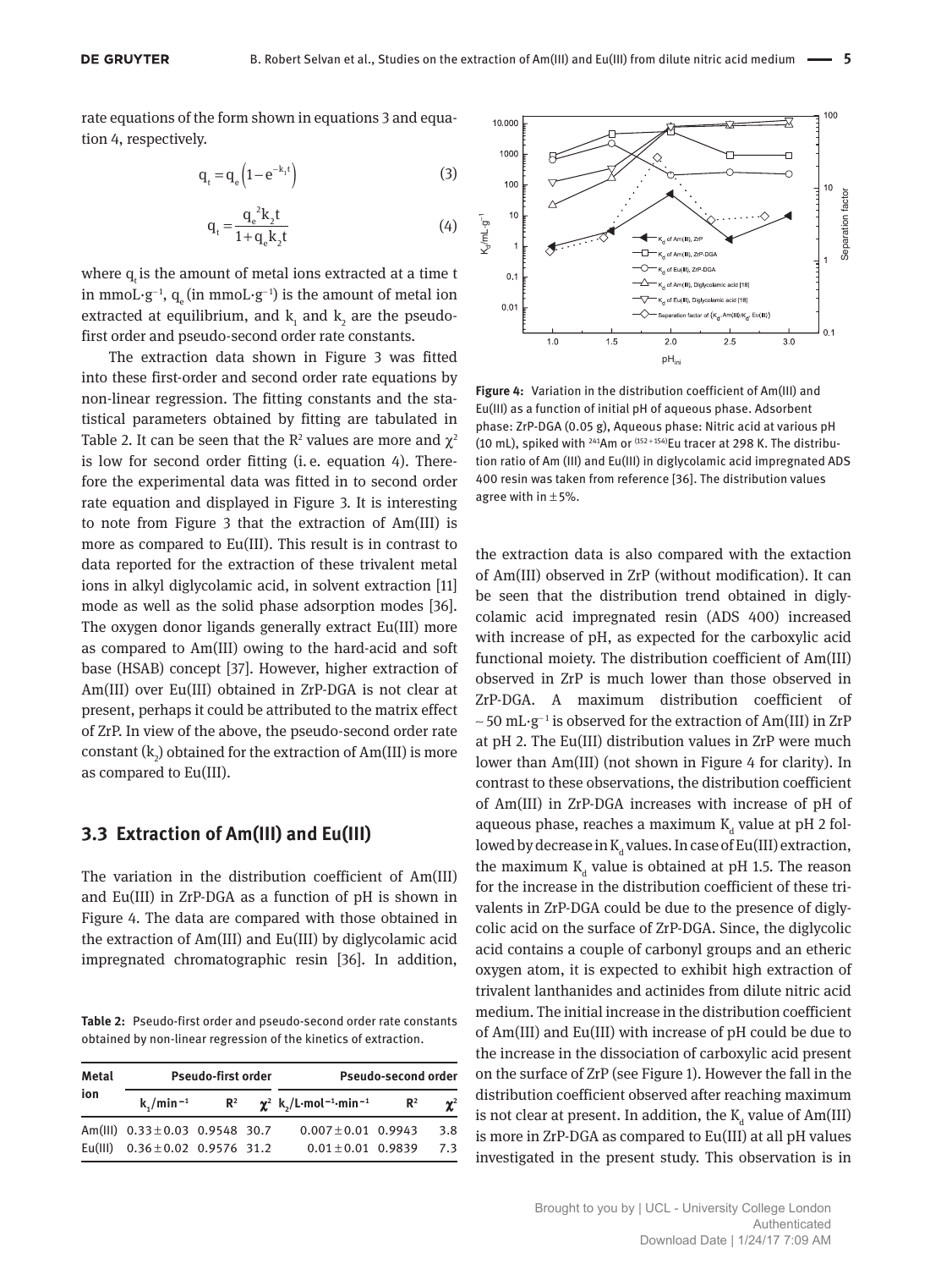rate equations of the form shown in equations 3 and equation 4, respectively.

$$q_t = q_e\left(1 - e^{-k_1 t}\right) \tag{3}$$

$$q_t = \frac{q_e^{\,2} k_2 t}{1 + q_e k_2 t} \tag{4}$$

where $q_t$ is the amount of metal ions extracted at a time t in $mmoL \cdot g^{-1}$, $q_e$ (in $mmoL \cdot g^{-1}$) is the amount of metal ion extracted at equilibrium, and $k_1$ and $k_2$ are the pseudo-first order and pseudo-second order rate constants.

The extraction data shown in Figure 3 was fitted into these first-order and second order rate equations by non-linear regression. The fitting constants and the statistical parameters obtained by fitting are tabulated in Table 2. It can be seen that the $R^2$ values are more and $\chi^2$ is low for second order fitting (i. e. equation 4). Therefore the experimental data was fitted in to second order rate equation and displayed in Figure 3. It is interesting to note from Figure 3 that the extraction of Am(III) is more as compared to Eu(III). This result is in contrast to data reported for the extraction of these trivalent metal ions in alkyl diglycolamic acid, in solvent extraction [11] mode as well as the solid phase adsorption modes [36]. The oxygen donor ligands generally extract Eu(III) more as compared to Am(III) owing to the hard-acid and soft base (HSAB) concept [37]. However, higher extraction of Am(III) over Eu(III) obtained in ZrP-DGA is not clear at present, perhaps it could be attributed to the matrix effect of ZrP. In view of the above, the pseudo-second order rate constant ($k_2$) obtained for the extraction of Am(III) is more as compared to Eu(III).

**Table 2:** Pseudo-first order and pseudo-second order rate constants obtained by non-linear regression of the kinetics of extraction.

| Metal ion | Pseudo-first order | | | Pseudo-second order | | |
|---|---|---|---|---|---|---|
| | $k_1$/min$^{-1}$ | $R^2$ | $\chi^2$ | $k_2$/L·mol$^{-1}$·min$^{-1}$ | $R^2$ | $\chi^2$ |
| Am(III) | 0.33 ± 0.03 | 0.9548 | 30.7 | 0.007 ± 0.01 | 0.9943 | 3.8 |
| Eu(III) | 0.36 ± 0.02 | 0.9576 | 31.2 | 0.01 ± 0.01 | 0.9839 | 7.3 |

## 3.3 Extraction of Am(III) and Eu(III)

The variation in the distribution coefficient of Am(III) and Eu(III) in ZrP-DGA as a function of pH is shown in Figure 4. The data are compared with those obtained in the extraction of Am(III) and Eu(III) by diglycolamic acid impregnated chromatographic resin [36]. In addition, the extraction data is also compared with the extaction of Am(III) observed in ZrP (without modification). It can be seen that the distribution trend obtained in diglycolamic acid impregnated resin (ADS 400) increased with increase of pH, as expected for the carboxylic acid functional moiety. The distribution coefficient of Am(III) observed in ZrP is much lower than those observed in ZrP-DGA. A maximum distribution coefficient of ~ 50 mL·g$^{-1}$ is observed for the extraction of Am(III) in ZrP at pH 2. The Eu(III) distribution values in ZrP were much lower than Am(III) (not shown in Figure 4 for clarity). In contrast to these observations, the distribution coefficient of Am(III) in ZrP-DGA increases with increase of pH of aqueous phase, reaches a maximum $K_d$ value at pH 2 followed by decrease in $K_d$ values. In case of Eu(III) extraction, the maximum $K_d$ value is obtained at pH 1.5. The reason for the increase in the distribution coefficient of these trivalents in ZrP-DGA could be due to the presence of diglycolic acid on the surface of ZrP-DGA. Since, the diglycolic acid contains a couple of carbonyl groups and an etheric oxygen atom, it is expected to exhibit high extraction of trivalent lanthanides and actinides from dilute nitric acid medium. The initial increase in the distribution coefficient of Am(III) and Eu(III) with increase of pH could be due to the increase in the dissociation of carboxylic acid present on the surface of ZrP (see Figure 1). However the fall in the distribution coefficient observed after reaching maximum is not clear at present. In addition, the $K_d$ value of Am(III) is more in ZrP-DGA as compared to Eu(III) at all pH values investigated in the present study. This observation is in

**Figure 4:** Variation in the distribution coefficient of Am(III) and Eu(III) as a function of initial pH of aqueous phase. Adsorbent phase: ZrP-DGA (0.05 g), Aqueous phase: Nitric acid at various pH (10 mL), spiked with $^{241}$Am or $^{(152+154)}$Eu tracer at 298 K. The distribution ratio of Am (III) and Eu(III) in diglycolamic acid impregnated ADS 400 resin was taken from reference [36]. The distribution values agree with in ±5%.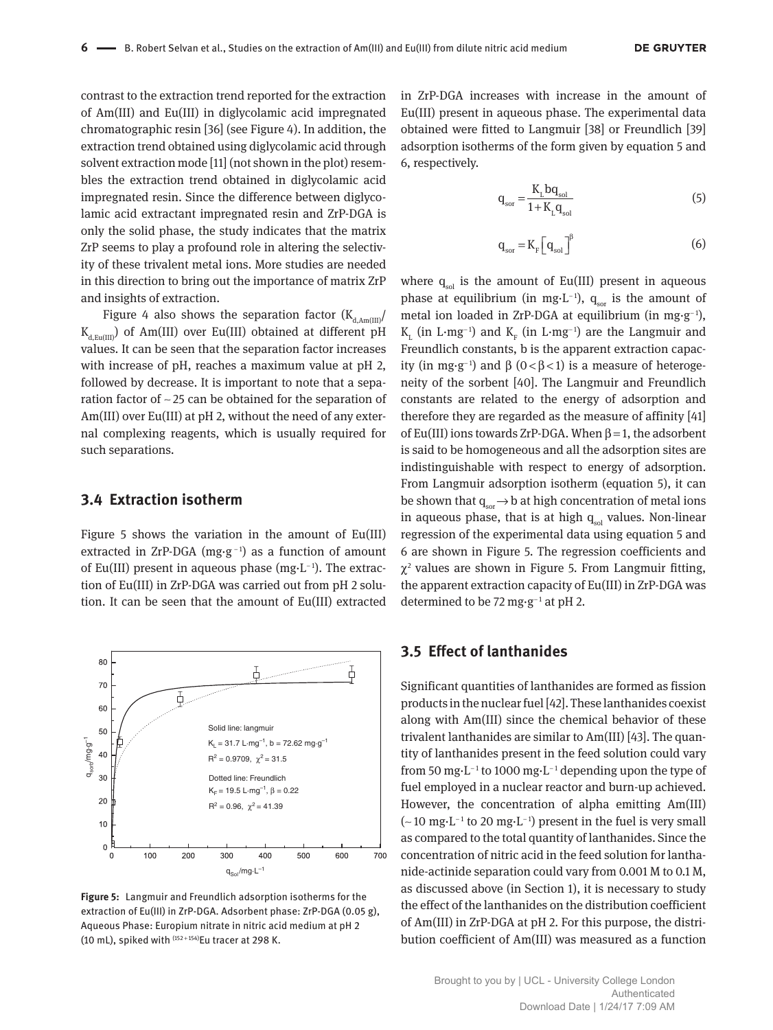contrast to the extraction trend reported for the extraction of Am(III) and Eu(III) in diglycolamic acid impregnated chromatographic resin [36] (see Figure 4). In addition, the extraction trend obtained using diglycolamic acid through solvent extraction mode [11] (not shown in the plot) resembles the extraction trend obtained in diglycolamic acid impregnated resin. Since the difference between diglycolamic acid extractant impregnated resin and ZrP-DGA is only the solid phase, the study indicates that the matrix ZrP seems to play a profound role in altering the selectivity of these trivalent metal ions. More studies are needed in this direction to bring out the importance of matrix ZrP and insights of extraction.

Figure 4 also shows the separation factor ($K_{d,Am(III)}$/ $K_{d,Eu(III)}$) of Am(III) over Eu(III) obtained at different pH values. It can be seen that the separation factor increases with increase of pH, reaches a maximum value at pH 2, followed by decrease. It is important to note that a separation factor of ~25 can be obtained for the separation of Am(III) over Eu(III) at pH 2, without the need of any external complexing reagents, which is usually required for such separations.

## 3.4 Extraction isotherm

Figure 5 shows the variation in the amount of Eu(III) extracted in ZrP-DGA ($mg \cdot g^{-1}$) as a function of amount of Eu(III) present in aqueous phase ($mg \cdot L^{-1}$). The extraction of Eu(III) in ZrP-DGA was carried out from pH 2 solution. It can be seen that the amount of Eu(III) extracted in ZrP-DGA increases with increase in the amount of Eu(III) present in aqueous phase. The experimental data obtained were fitted to Langmuir [38] or Freundlich [39] adsorption isotherms of the form given by equation 5 and 6, respectively.

$$q_{sor} = \frac{K_L b q_{sol}}{1 + K_L q_{sol}} \tag{5}$$

$$q_{sor} = K_F \left[ q_{sol} \right]^{\beta} \tag{6}$$

where $q_{sol}$ is the amount of Eu(III) present in aqueous phase at equilibrium (in $mg \cdot L^{-1}$), $q_{sor}$ is the amount of metal ion loaded in ZrP-DGA at equilibrium (in $mg \cdot g^{-1}$), $K_L$ (in $L \cdot mg^{-1}$) and $K_F$ (in $L \cdot mg^{-1}$) are the Langmuir and Freundlich constants, b is the apparent extraction capacity (in $mg \cdot g^{-1}$) and $\beta$ ($0 < \beta < 1$) is a measure of heterogeneity of the sorbent [40]. The Langmuir and Freundlich constants are related to the energy of adsorption and therefore they are regarded as the measure of affinity [41] of Eu(III) ions towards ZrP-DGA. When $\beta = 1$, the adsorbent is said to be homogeneous and all the adsorption sites are indistinguishable with respect to energy of adsorption. From Langmuir adsorption isotherm (equation 5), it can be shown that $q_{sor} \rightarrow b$ at high concentration of metal ions in aqueous phase, that is at high $q_{sol}$ values. Non-linear regression of the experimental data using equation 5 and 6 are shown in Figure 5. The regression coefficients and $\chi^2$ values are shown in Figure 5. From Langmuir fitting, the apparent extraction capacity of Eu(III) in ZrP-DGA was determined to be 72 $mg \cdot g^{-1}$ at pH 2.

**Figure 5:** Langmuir and Freundlich adsorption isotherms for the extraction of Eu(III) in ZrP-DGA. Adsorbent phase: ZrP-DGA (0.05 g), Aqueous Phase: Europium nitrate in nitric acid medium at pH 2 (10 mL), spiked with $^{(152+154)}$Eu tracer at 298 K.

## 3.5 Effect of lanthanides

Significant quantities of lanthanides are formed as fission products in the nuclear fuel [42]. These lanthanides coexist along with Am(III) since the chemical behavior of these trivalent lanthanides are similar to Am(III) [43]. The quantity of lanthanides present in the feed solution could vary from 50 $mg \cdot L^{-1}$ to 1000 $mg \cdot L^{-1}$ depending upon the type of fuel employed in a nuclear reactor and burn-up achieved. However, the concentration of alpha emitting Am(III) (~10 $mg \cdot L^{-1}$ to 20 $mg \cdot L^{-1}$) present in the fuel is very small as compared to the total quantity of lanthanides. Since the concentration of nitric acid in the feed solution for lanthanide-actinide separation could vary from 0.001 M to 0.1 M, as discussed above (in Section 1), it is necessary to study the effect of the lanthanides on the distribution coefficient of Am(III) in ZrP-DGA at pH 2. For this purpose, the distribution coefficient of Am(III) was measured as a function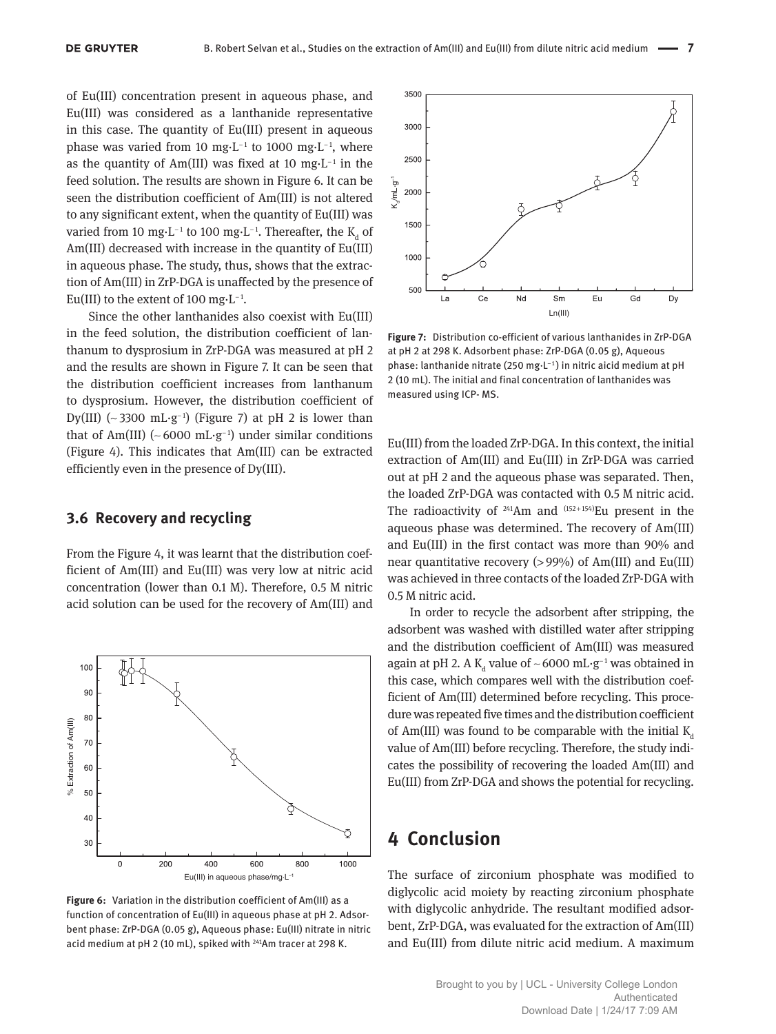of Eu(III) concentration present in aqueous phase, and Eu(III) was considered as a lanthanide representative in this case. The quantity of Eu(III) present in aqueous phase was varied from 10 mg·L$^{-1}$ to 1000 mg·L$^{-1}$, where as the quantity of Am(III) was fixed at 10 mg·L$^{-1}$ in the feed solution. The results are shown in Figure 6. It can be seen the distribution coefficient of Am(III) is not altered to any significant extent, when the quantity of Eu(III) was varied from 10 mg·L$^{-1}$ to 100 mg·L$^{-1}$. Thereafter, the $K_d$ of Am(III) decreased with increase in the quantity of Eu(III) in aqueous phase. The study, thus, shows that the extraction of Am(III) in ZrP-DGA is unaffected by the presence of Eu(III) to the extent of 100 mg·L$^{-1}$.

Since the other lanthanides also coexist with Eu(III) in the feed solution, the distribution coefficient of lanthanum to dysprosium in ZrP-DGA was measured at pH 2 and the results are shown in Figure 7. It can be seen that the distribution coefficient increases from lanthanum to dysprosium. However, the distribution coefficient of Dy(III) (~3300 mL·g$^{-1}$) (Figure 7) at pH 2 is lower than that of Am(III) (~6000 mL·g$^{-1}$) under similar conditions (Figure 4). This indicates that Am(III) can be extracted efficiently even in the presence of Dy(III).

### 3.6 Recovery and recycling

From the Figure 4, it was learnt that the distribution coefficient of Am(III) and Eu(III) was very low at nitric acid concentration (lower than 0.1 M). Therefore, 0.5 M nitric acid solution can be used for the recovery of Am(III) and Eu(III) from the loaded ZrP-DGA. In this context, the initial extraction of Am(III) and Eu(III) in ZrP-DGA was carried out at pH 2 and the aqueous phase was separated. Then, the loaded ZrP-DGA was contacted with 0.5 M nitric acid. The radioactivity of $^{241}$Am and $^{(152+154)}$Eu present in the aqueous phase was determined. The recovery of Am(III) and Eu(III) in the first contact was more than 90% and near quantitative recovery (>99%) of Am(III) and Eu(III) was achieved in three contacts of the loaded ZrP-DGA with 0.5 M nitric acid.

**Figure 6:** Variation in the distribution coefficient of Am(III) as a function of concentration of Eu(III) in aqueous phase at pH 2. Adsorbent phase: ZrP-DGA (0.05 g), Aqueous phase: Eu(III) nitrate in nitric acid medium at pH 2 (10 mL), spiked with $^{241}$Am tracer at 298 K.

**Figure 7:** Distribution co-efficient of various lanthanides in ZrP-DGA at pH 2 at 298 K. Adsorbent phase: ZrP-DGA (0.05 g), Aqueous phase: lanthanide nitrate (250 mg·L$^{-1}$) in nitric aicid medium at pH 2 (10 mL). The initial and final concentration of lanthanides was measured using ICP- MS.

In order to recycle the adsorbent after stripping, the adsorbent was washed with distilled water after stripping and the distribution coefficient of Am(III) was measured again at pH 2. A $K_d$ value of ~6000 mL·g$^{-1}$ was obtained in this case, which compares well with the distribution coefficient of Am(III) determined before recycling. This procedure was repeated five times and the distribution coefficient of Am(III) was found to be comparable with the initial $K_d$ value of Am(III) before recycling. Therefore, the study indicates the possibility of recovering the loaded Am(III) and Eu(III) from ZrP-DGA and shows the potential for recycling.

# 4 Conclusion

The surface of zirconium phosphate was modified to diglycolic acid moiety by reacting zirconium phosphate with diglycolic anhydride. The resultant modified adsorbent, ZrP-DGA, was evaluated for the extraction of Am(III) and Eu(III) from dilute nitric acid medium. A maximum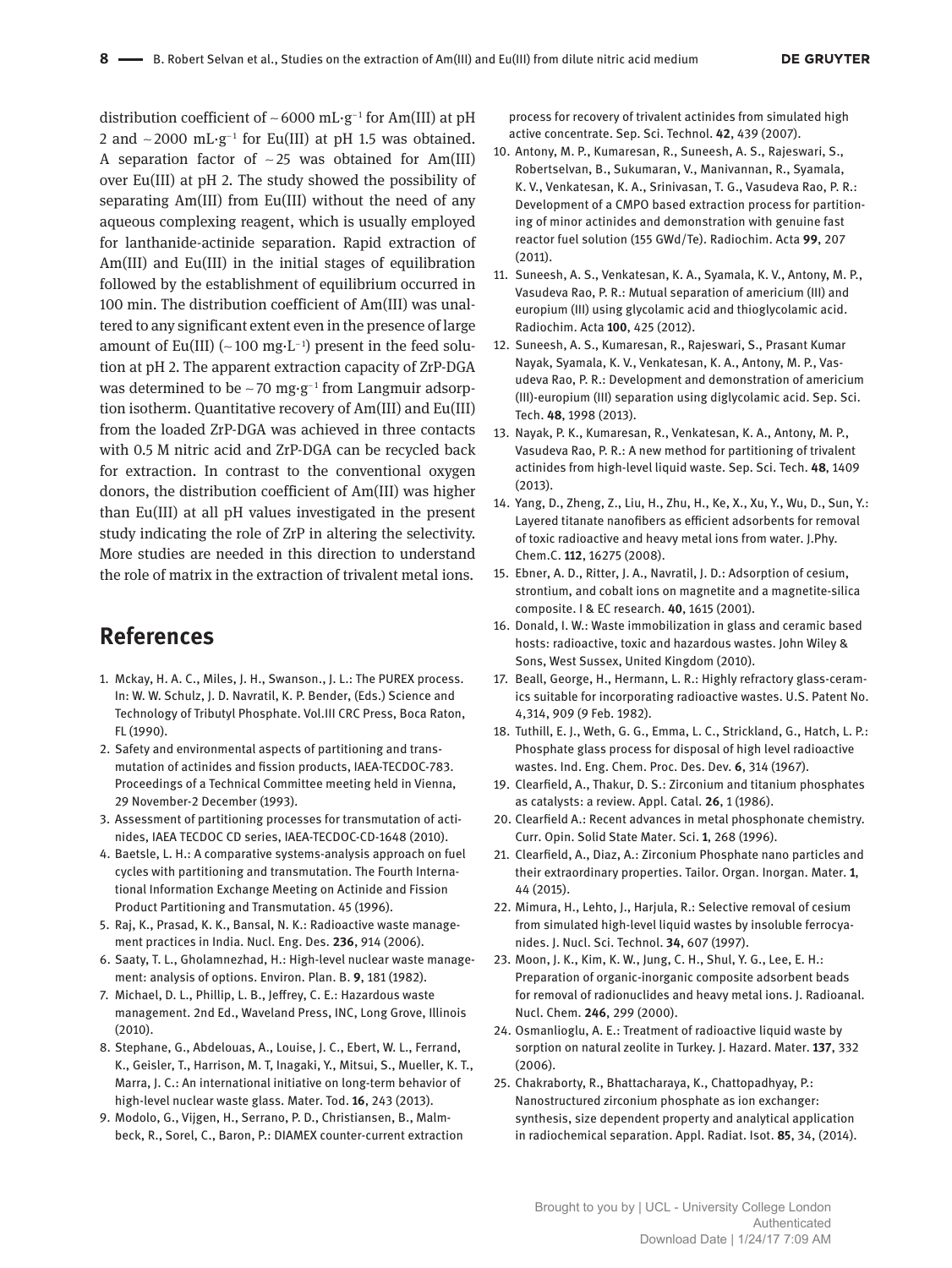distribution coefficient of ~6000 $mL \cdot g^{-1}$ for Am(III) at pH 2 and ~2000 $mL \cdot g^{-1}$ for Eu(III) at pH 1.5 was obtained. A separation factor of ~25 was obtained for Am(III) over Eu(III) at pH 2. The study showed the possibility of separating Am(III) from Eu(III) without the need of any aqueous complexing reagent, which is usually employed for lanthanide-actinide separation. Rapid extraction of Am(III) and Eu(III) in the initial stages of equilibration followed by the establishment of equilibrium occurred in 100 min. The distribution coefficient of Am(III) was unaltered to any significant extent even in the presence of large amount of Eu(III) (~100 $mg \cdot L^{-1}$) present in the feed solution at pH 2. The apparent extraction capacity of ZrP-DGA was determined to be ~70 $mg \cdot g^{-1}$ from Langmuir adsorption isotherm. Quantitative recovery of Am(III) and Eu(III) from the loaded ZrP-DGA was achieved in three contacts with 0.5 M nitric acid and ZrP-DGA can be recycled back for extraction. In contrast to the conventional oxygen donors, the distribution coefficient of Am(III) was higher than Eu(III) at all pH values investigated in the present study indicating the role of ZrP in altering the selectivity. More studies are needed in this direction to understand the role of matrix in the extraction of trivalent metal ions.

## References

1. Mckay, H. A. C., Miles, J. H., Swanson., J. L.: The PUREX process. In: W. W. Schulz, J. D. Navratil, K. P. Bender, (Eds.) Science and Technology of Tributyl Phosphate. Vol.III CRC Press, Boca Raton, FL (1990).
2. Safety and environmental aspects of partitioning and transmutation of actinides and fission products, IAEA-TECDOC-783. Proceedings of a Technical Committee meeting held in Vienna, 29 November-2 December (1993).
3. Assessment of partitioning processes for transmutation of actinides, IAEA TECDOC CD series, IAEA-TECDOC-CD-1648 (2010).
4. Baetsle, L. H.: A comparative systems-analysis approach on fuel cycles with partitioning and transmutation. The Fourth International Information Exchange Meeting on Actinide and Fission Product Partitioning and Transmutation. 45 (1996).
5. Raj, K., Prasad, K. K., Bansal, N. K.: Radioactive waste management practices in India. Nucl. Eng. Des. **236**, 914 (2006).
6. Saaty, T. L., Gholamnezhad, H.: High-level nuclear waste management: analysis of options. Environ. Plan. B. **9**, 181 (1982).
7. Michael, D. L., Phillip, L. B., Jeffrey, C. E.: Hazardous waste management. 2nd Ed., Waveland Press, INC, Long Grove, Illinois (2010).
8. Stephane, G., Abdelouas, A., Louise, J. C., Ebert, W. L., Ferrand, K., Geisler, T., Harrison, M. T, Inagaki, Y., Mitsui, S., Mueller, K. T., Marra, J. C.: An international initiative on long-term behavior of high-level nuclear waste glass. Mater. Tod. **16**, 243 (2013).
9. Modolo, G., Vijgen, H., Serrano, P. D., Christiansen, B., Malmbeck, R., Sorel, C., Baron, P.: DIAMEX counter-current extraction process for recovery of trivalent actinides from simulated high active concentrate. Sep. Sci. Technol. **42**, 439 (2007).
10. Antony, M. P., Kumaresan, R., Suneesh, A. S., Rajeswari, S., Robertselvan, B., Sukumaran, V., Manivannan, R., Syamala, K. V., Venkatesan, K. A., Srinivasan, T. G., Vasudeva Rao, P. R.: Development of a CMPO based extraction process for partitioning of minor actinides and demonstration with genuine fast reactor fuel solution (155 GWd/Te). Radiochim. Acta **99**, 207 (2011).
11. Suneesh, A. S., Venkatesan, K. A., Syamala, K. V., Antony, M. P., Vasudeva Rao, P. R.: Mutual separation of americium (III) and europium (III) using glycolamic acid and thioglycolamic acid. Radiochim. Acta **100**, 425 (2012).
12. Suneesh, A. S., Kumaresan, R., Rajeswari, S., Prasant Kumar Nayak, Syamala, K. V., Venkatesan, K. A., Antony, M. P., Vasudeva Rao, P. R.: Development and demonstration of americium (III)-europium (III) separation using diglycolamic acid. Sep. Sci. Tech. **48**, 1998 (2013).
13. Nayak, P. K., Kumaresan, R., Venkatesan, K. A., Antony, M. P., Vasudeva Rao, P. R.: A new method for partitioning of trivalent actinides from high-level liquid waste. Sep. Sci. Tech. **48**, 1409 (2013).
14. Yang, D., Zheng, Z., Liu, H., Zhu, H., Ke, X., Xu, Y., Wu, D., Sun, Y.: Layered titanate nanofibers as efficient adsorbents for removal of toxic radioactive and heavy metal ions from water. J.Phy. Chem.C. **112**, 16275 (2008).
15. Ebner, A. D., Ritter, J. A., Navratil, J. D.: Adsorption of cesium, strontium, and cobalt ions on magnetite and a magnetite-silica composite. I & EC research. **40**, 1615 (2001).
16. Donald, I. W.: Waste immobilization in glass and ceramic based hosts: radioactive, toxic and hazardous wastes. John Wiley & Sons, West Sussex, United Kingdom (2010).
17. Beall, George, H., Hermann, L. R.: Highly refractory glass-ceramics suitable for incorporating radioactive wastes. U.S. Patent No. 4,314, 909 (9 Feb. 1982).
18. Tuthill, E. J., Weth, G. G., Emma, L. C., Strickland, G., Hatch, L. P.: Phosphate glass process for disposal of high level radioactive wastes. Ind. Eng. Chem. Proc. Des. Dev. **6**, 314 (1967).
19. Clearfield, A., Thakur, D. S.: Zirconium and titanium phosphates as catalysts: a review. Appl. Catal. **26**, 1 (1986).
20. Clearfield A.: Recent advances in metal phosphonate chemistry. Curr. Opin. Solid State Mater. Sci. **1**, 268 (1996).
21. Clearfield, A., Diaz, A.: Zirconium Phosphate nano particles and their extraordinary properties. Tailor. Organ. Inorgan. Mater. **1**, 44 (2015).
22. Mimura, H., Lehto, J., Harjula, R.: Selective removal of cesium from simulated high-level liquid wastes by insoluble ferrocyanides. J. Nucl. Sci. Technol. **34**, 607 (1997).
23. Moon, J. K., Kim, K. W., Jung, C. H., Shul, Y. G., Lee, E. H.: Preparation of organic-inorganic composite adsorbent beads for removal of radionuclides and heavy metal ions. J. Radioanal. Nucl. Chem. **246**, 299 (2000).
24. Osmanlioglu, A. E.: Treatment of radioactive liquid waste by sorption on natural zeolite in Turkey. J. Hazard. Mater. **137**, 332 (2006).
25. Chakraborty, R., Bhattacharaya, K., Chattopadhyay, P.: Nanostructured zirconium phosphate as ion exchanger: synthesis, size dependent property and analytical application in radiochemical separation. Appl. Radiat. Isot. **85**, 34, (2014).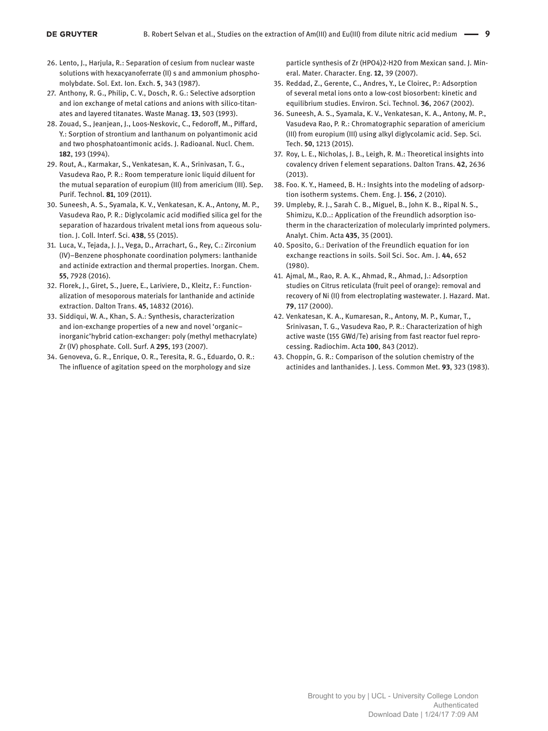26. Lento, J., Harjula, R.: Separation of cesium from nuclear waste solutions with hexacyanoferrate (II) s and ammonium phosphomolybdate. Sol. Ext. Ion. Exch. **5**, 343 (1987).
27. Anthony, R. G., Philip, C. V., Dosch, R. G.: Selective adsorption and ion exchange of metal cations and anions with silico-titanates and layered titanates. Waste Manag. **13**, 503 (1993).
28. Zouad, S., Jeanjean, J., Loos-Neskovic, C., Fedoroff, M., Piffard, Y.: Sorption of strontium and lanthanum on polyantimonic acid and two phosphatoantimonic acids. J. Radioanal. Nucl. Chem. **182**, 193 (1994).
29. Rout, A., Karmakar, S., Venkatesan, K. A., Srinivasan, T. G., Vasudeva Rao, P. R.: Room temperature ionic liquid diluent for the mutual separation of europium (III) from americium (III). Sep. Purif. Technol. **81**, 109 (2011).
30. Suneesh, A. S., Syamala, K. V., Venkatesan, K. A., Antony, M. P., Vasudeva Rao, P. R.: Diglycolamic acid modified silica gel for the separation of hazardous trivalent metal ions from aqueous solution. J. Coll. Interf. Sci. **438**, 55 (2015).
31. Luca, V., Tejada, J. J., Vega, D., Arrachart, G., Rey, C.: Zirconium (IV)–Benzene phosphonate coordination polymers: lanthanide and actinide extraction and thermal properties. Inorgan. Chem. **55**, 7928 (2016).
32. Florek, J., Giret, S., Juere, E., Lariviere, D., Kleitz, F.: Functionalization of mesoporous materials for lanthanide and actinide extraction. Dalton Trans. **45**, 14832 (2016).
33. Siddiqui, W. A., Khan, S. A.: Synthesis, characterization and ion-exchange properties of a new and novel 'organic–inorganic'hybrid cation-exchanger: poly (methyl methacrylate) Zr (IV) phosphate. Coll. Surf. A **295**, 193 (2007).
34. Genoveva, G. R., Enrique, O. R., Teresita, R. G., Eduardo, O. R.: The influence of agitation speed on the morphology and size particle synthesis of Zr $(HPO_4)_2 \cdot H_2O$ from Mexican sand. J. Mineral. Mater. Character. Eng. **12**, 39 (2007).
35. Reddad, Z., Gerente, C., Andres, Y., Le Cloirec, P.: Adsorption of several metal ions onto a low-cost biosorbent: kinetic and equilibrium studies. Environ. Sci. Technol. **36**, 2067 (2002).
36. Suneesh, A. S., Syamala, K. V., Venkatesan, K. A., Antony, M. P., Vasudeva Rao, P. R.: Chromatographic separation of americium (III) from europium (III) using alkyl diglycolamic acid. Sep. Sci. Tech. **50**, 1213 (2015).
37. Roy, L. E., Nicholas, J. B., Leigh, R. M.: Theoretical insights into covalency driven f element separations. Dalton Trans. **42**, 2636 (2013).
38. Foo. K. Y., Hameed, B. H.: Insights into the modeling of adsorption isotherm systems. Chem. Eng. J. **156**, 2 (2010).
39. Umpleby, R. J., Sarah C. B., Miguel, B., John K. B., Ripal N. S., Shimizu, K.D..: Application of the Freundlich adsorption isotherm in the characterization of molecularly imprinted polymers. Analyt. Chim. Acta **435**, 35 (2001).
40. Sposito, G.: Derivation of the Freundlich equation for ion exchange reactions in soils. Soil Sci. Soc. Am. J. **44**, 652 (1980).
41. Ajmal, M., Rao, R. A. K., Ahmad, R., Ahmad, J.: Adsorption studies on Citrus reticulata (fruit peel of orange): removal and recovery of Ni (II) from electroplating wastewater. J. Hazard. Mat. **79**, 117 (2000).
42. Venkatesan, K. A., Kumaresan, R., Antony, M. P., Kumar, T., Srinivasan, T. G., Vasudeva Rao, P. R.: Characterization of high active waste (155 GWd/Te) arising from fast reactor fuel reprocessing. Radiochim. Acta **100**, 843 (2012).
43. Choppin, G. R.: Comparison of the solution chemistry of the actinides and lanthanides. J. Less. Common Met. **93**, 323 (1983).